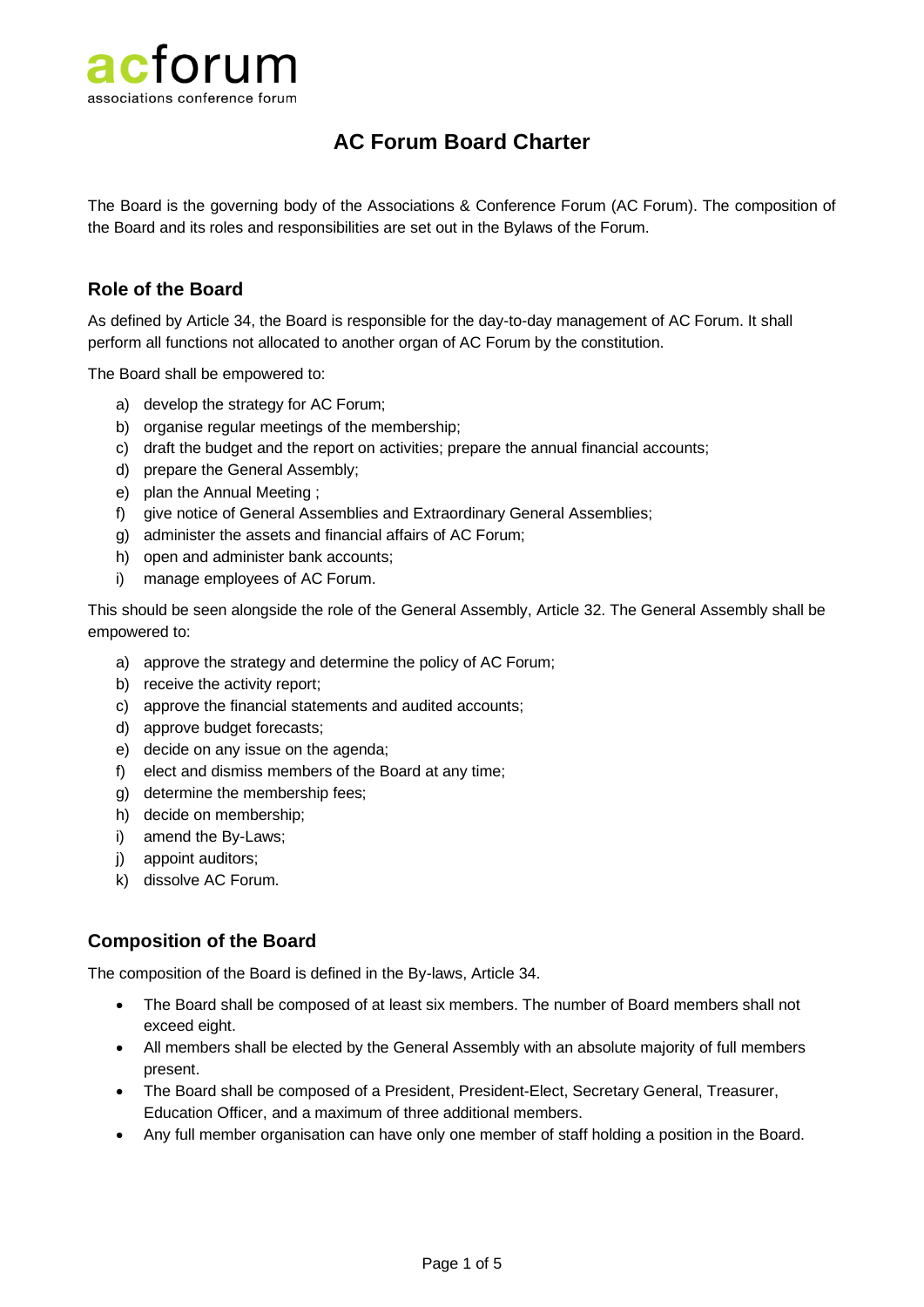acforum
associations conference forum

# AC Forum Board Charter

The Board is the governing body of the Associations & Conference Forum (AC Forum). The composition of the Board and its roles and responsibilities are set out in the Bylaws of the Forum.

## Role of the Board

As defined by Article 34, the Board is responsible for the day-to-day management of AC Forum. It shall perform all functions not allocated to another organ of AC Forum by the constitution.

The Board shall be empowered to:

a) develop the strategy for AC Forum;
b) organise regular meetings of the membership;
c) draft the budget and the report on activities; prepare the annual financial accounts;
d) prepare the General Assembly;
e) plan the Annual Meeting ;
f) give notice of General Assemblies and Extraordinary General Assemblies;
g) administer the assets and financial affairs of AC Forum;
h) open and administer bank accounts;
i) manage employees of AC Forum.

This should be seen alongside the role of the General Assembly, Article 32. The General Assembly shall be empowered to:

a) approve the strategy and determine the policy of AC Forum;
b) receive the activity report;
c) approve the financial statements and audited accounts;
d) approve budget forecasts;
e) decide on any issue on the agenda;
f) elect and dismiss members of the Board at any time;
g) determine the membership fees;
h) decide on membership;
i) amend the By-Laws;
j) appoint auditors;
k) dissolve AC Forum.

## Composition of the Board

The composition of the Board is defined in the By-laws, Article 34.

- The Board shall be composed of at least six members. The number of Board members shall not exceed eight.
- All members shall be elected by the General Assembly with an absolute majority of full members present.
- The Board shall be composed of a President, President-Elect, Secretary General, Treasurer, Education Officer, and a maximum of three additional members.
- Any full member organisation can have only one member of staff holding a position in the Board.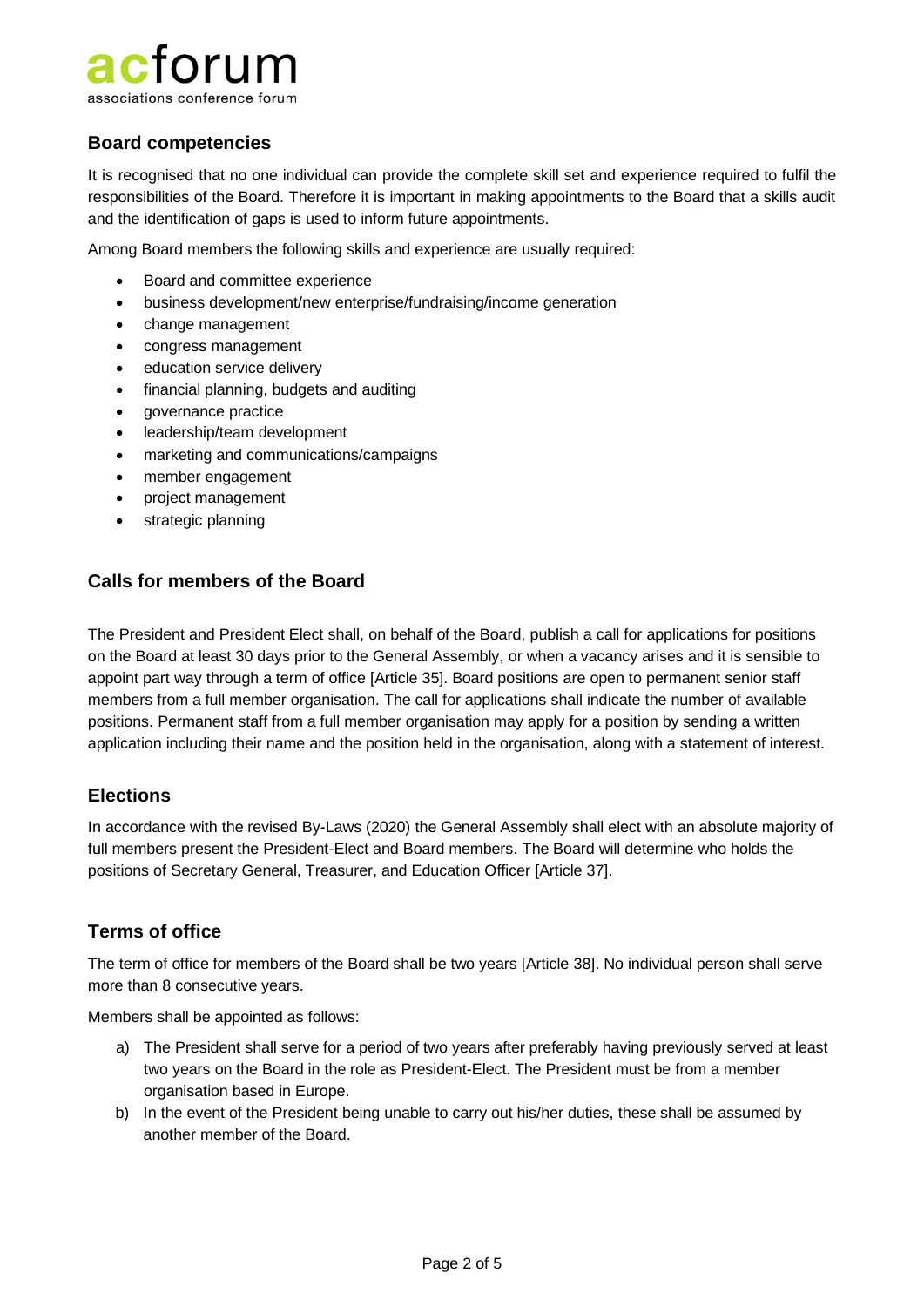## Board competencies

It is recognised that no one individual can provide the complete skill set and experience required to fulfil the responsibilities of the Board. Therefore it is important in making appointments to the Board that a skills audit and the identification of gaps is used to inform future appointments.

Among Board members the following skills and experience are usually required:

- Board and committee experience
- business development/new enterprise/fundraising/income generation
- change management
- congress management
- education service delivery
- financial planning, budgets and auditing
- governance practice
- leadership/team development
- marketing and communications/campaigns
- member engagement
- project management
- strategic planning

## Calls for members of the Board

The President and President Elect shall, on behalf of the Board, publish a call for applications for positions on the Board at least 30 days prior to the General Assembly, or when a vacancy arises and it is sensible to appoint part way through a term of office [Article 35]. Board positions are open to permanent senior staff members from a full member organisation. The call for applications shall indicate the number of available positions. Permanent staff from a full member organisation may apply for a position by sending a written application including their name and the position held in the organisation, along with a statement of interest.

## Elections

In accordance with the revised By-Laws (2020) the General Assembly shall elect with an absolute majority of full members present the President-Elect and Board members. The Board will determine who holds the positions of Secretary General, Treasurer, and Education Officer [Article 37].

## Terms of office

The term of office for members of the Board shall be two years [Article 38]. No individual person shall serve more than 8 consecutive years.

Members shall be appointed as follows:

a) The President shall serve for a period of two years after preferably having previously served at least two years on the Board in the role as President-Elect. The President must be from a member organisation based in Europe.

b) In the event of the President being unable to carry out his/her duties, these shall be assumed by another member of the Board.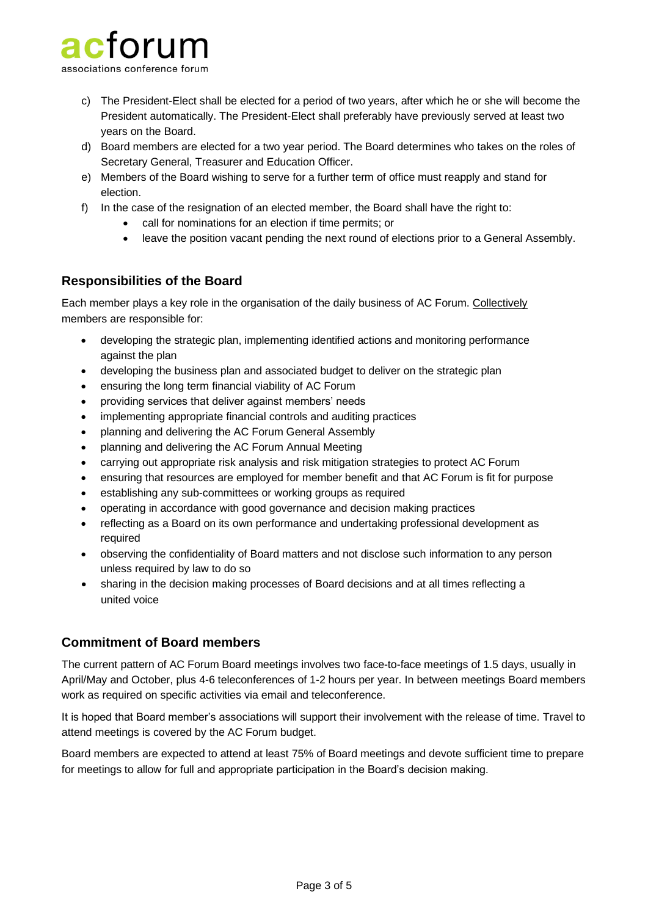c) The President-Elect shall be elected for a period of two years, after which he or she will become the President automatically. The President-Elect shall preferably have previously served at least two years on the Board.

d) Board members are elected for a two year period. The Board determines who takes on the roles of Secretary General, Treasurer and Education Officer.

e) Members of the Board wishing to serve for a further term of office must reapply and stand for election.

f) In the case of the resignation of an elected member, the Board shall have the right to:
   - call for nominations for an election if time permits; or
   - leave the position vacant pending the next round of elections prior to a General Assembly.

## Responsibilities of the Board

Each member plays a key role in the organisation of the daily business of AC Forum. Collectively members are responsible for:

- developing the strategic plan, implementing identified actions and monitoring performance against the plan
- developing the business plan and associated budget to deliver on the strategic plan
- ensuring the long term financial viability of AC Forum
- providing services that deliver against members' needs
- implementing appropriate financial controls and auditing practices
- planning and delivering the AC Forum General Assembly
- planning and delivering the AC Forum Annual Meeting
- carrying out appropriate risk analysis and risk mitigation strategies to protect AC Forum
- ensuring that resources are employed for member benefit and that AC Forum is fit for purpose
- establishing any sub-committees or working groups as required
- operating in accordance with good governance and decision making practices
- reflecting as a Board on its own performance and undertaking professional development as required
- observing the confidentiality of Board matters and not disclose such information to any person unless required by law to do so
- sharing in the decision making processes of Board decisions and at all times reflecting a united voice

## Commitment of Board members

The current pattern of AC Forum Board meetings involves two face-to-face meetings of 1.5 days, usually in April/May and October, plus 4-6 teleconferences of 1-2 hours per year. In between meetings Board members work as required on specific activities via email and teleconference.

It is hoped that Board member's associations will support their involvement with the release of time. Travel to attend meetings is covered by the AC Forum budget.

Board members are expected to attend at least 75% of Board meetings and devote sufficient time to prepare for meetings to allow for full and appropriate participation in the Board's decision making.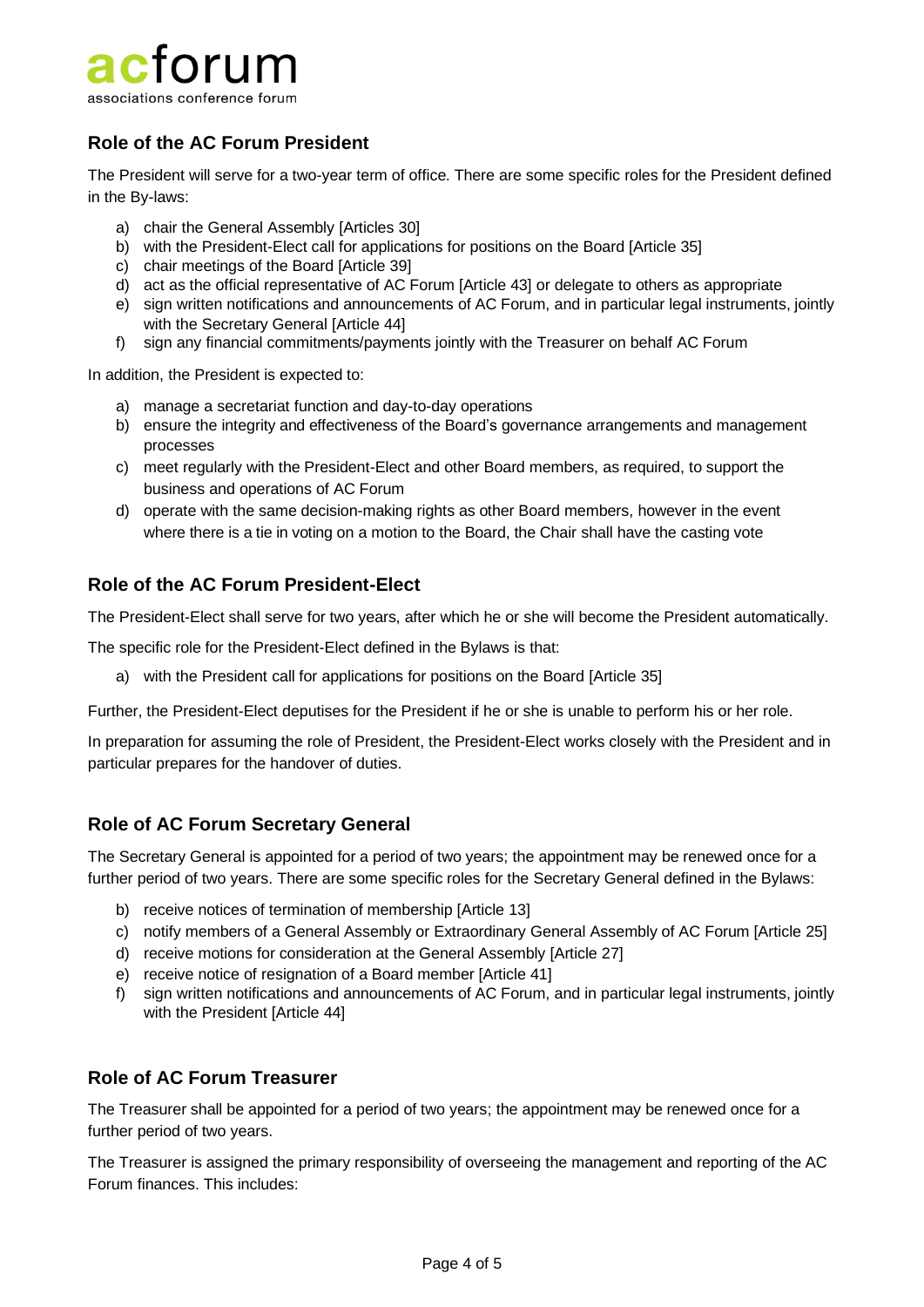## Role of the AC Forum President

The President will serve for a two-year term of office. There are some specific roles for the President defined in the By-laws:

a) chair the General Assembly [Articles 30]
b) with the President-Elect call for applications for positions on the Board [Article 35]
c) chair meetings of the Board [Article 39]
d) act as the official representative of AC Forum [Article 43] or delegate to others as appropriate
e) sign written notifications and announcements of AC Forum, and in particular legal instruments, jointly with the Secretary General [Article 44]
f) sign any financial commitments/payments jointly with the Treasurer on behalf AC Forum

In addition, the President is expected to:

a) manage a secretariat function and day-to-day operations
b) ensure the integrity and effectiveness of the Board's governance arrangements and management processes
c) meet regularly with the President-Elect and other Board members, as required, to support the business and operations of AC Forum
d) operate with the same decision-making rights as other Board members, however in the event where there is a tie in voting on a motion to the Board, the Chair shall have the casting vote

## Role of the AC Forum President-Elect

The President-Elect shall serve for two years, after which he or she will become the President automatically.

The specific role for the President-Elect defined in the Bylaws is that:

a) with the President call for applications for positions on the Board [Article 35]

Further, the President-Elect deputises for the President if he or she is unable to perform his or her role.

In preparation for assuming the role of President, the President-Elect works closely with the President and in particular prepares for the handover of duties.

## Role of AC Forum Secretary General

The Secretary General is appointed for a period of two years; the appointment may be renewed once for a further period of two years. There are some specific roles for the Secretary General defined in the Bylaws:

b) receive notices of termination of membership [Article 13]
c) notify members of a General Assembly or Extraordinary General Assembly of AC Forum [Article 25]
d) receive motions for consideration at the General Assembly [Article 27]
e) receive notice of resignation of a Board member [Article 41]
f) sign written notifications and announcements of AC Forum, and in particular legal instruments, jointly with the President [Article 44]

## Role of AC Forum Treasurer

The Treasurer shall be appointed for a period of two years; the appointment may be renewed once for a further period of two years.

The Treasurer is assigned the primary responsibility of overseeing the management and reporting of the AC Forum finances. This includes: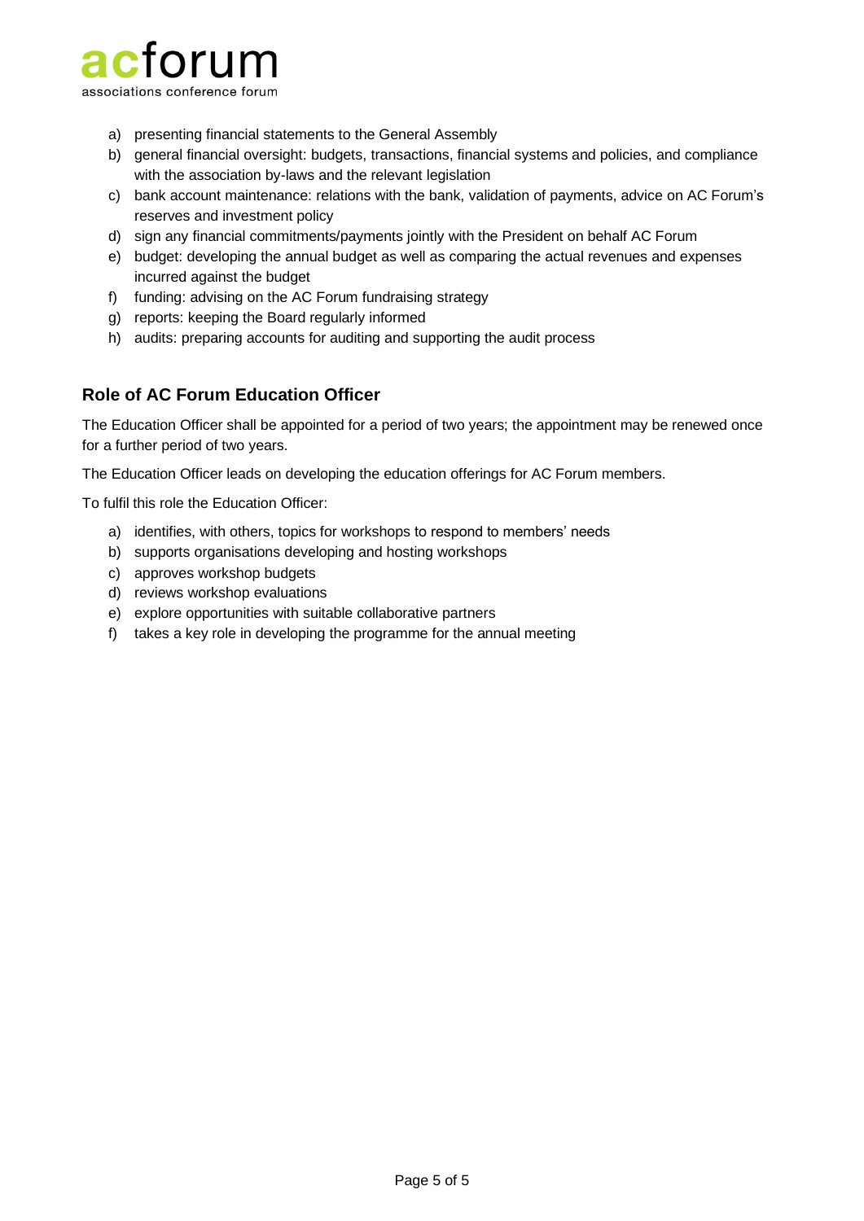a) presenting financial statements to the General Assembly
b) general financial oversight: budgets, transactions, financial systems and policies, and compliance with the association by-laws and the relevant legislation
c) bank account maintenance: relations with the bank, validation of payments, advice on AC Forum's reserves and investment policy
d) sign any financial commitments/payments jointly with the President on behalf AC Forum
e) budget: developing the annual budget as well as comparing the actual revenues and expenses incurred against the budget
f) funding: advising on the AC Forum fundraising strategy
g) reports: keeping the Board regularly informed
h) audits: preparing accounts for auditing and supporting the audit process

## Role of AC Forum Education Officer

The Education Officer shall be appointed for a period of two years; the appointment may be renewed once for a further period of two years.

The Education Officer leads on developing the education offerings for AC Forum members.

To fulfil this role the Education Officer:

a) identifies, with others, topics for workshops to respond to members' needs
b) supports organisations developing and hosting workshops
c) approves workshop budgets
d) reviews workshop evaluations
e) explore opportunities with suitable collaborative partners
f) takes a key role in developing the programme for the annual meeting